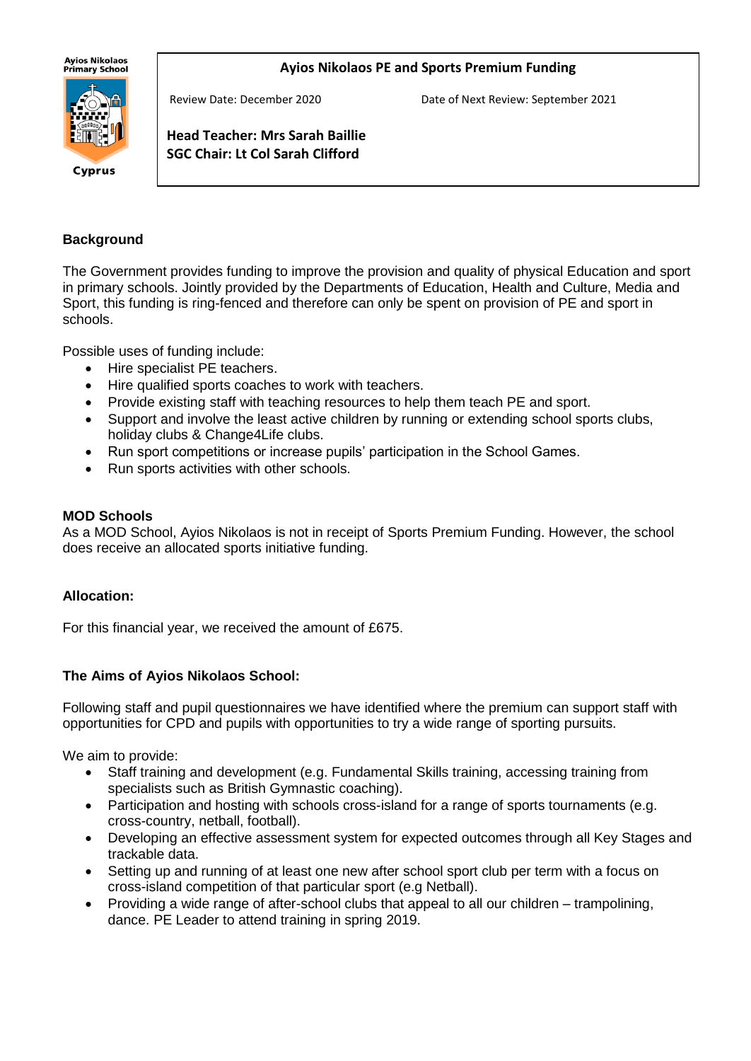Ayios Nikolaos Primary School

Cyprus

# Ayios Nikolaos PE and Sports Premium Funding

Review Date: December 2020 | Date of Next Review: September 2021

**Head Teacher: Mrs Sarah Baillie**
**SGC Chair: Lt Col Sarah Clifford**

## Background

The Government provides funding to improve the provision and quality of physical Education and sport in primary schools. Jointly provided by the Departments of Education, Health and Culture, Media and Sport, this funding is ring-fenced and therefore can only be spent on provision of PE and sport in schools.

Possible uses of funding include:

- Hire specialist PE teachers.
- Hire qualified sports coaches to work with teachers.
- Provide existing staff with teaching resources to help them teach PE and sport.
- Support and involve the least active children by running or extending school sports clubs, holiday clubs & Change4Life clubs.
- Run sport competitions or increase pupils' participation in the School Games.
- Run sports activities with other schools.

## MOD Schools

As a MOD School, Ayios Nikolaos is not in receipt of Sports Premium Funding. However, the school does receive an allocated sports initiative funding.

## Allocation:

For this financial year, we received the amount of £675.

## The Aims of Ayios Nikolaos School:

Following staff and pupil questionnaires we have identified where the premium can support staff with opportunities for CPD and pupils with opportunities to try a wide range of sporting pursuits.

We aim to provide:

- Staff training and development (e.g. Fundamental Skills training, accessing training from specialists such as British Gymnastic coaching).
- Participation and hosting with schools cross-island for a range of sports tournaments (e.g. cross-country, netball, football).
- Developing an effective assessment system for expected outcomes through all Key Stages and trackable data.
- Setting up and running of at least one new after school sport club per term with a focus on cross-island competition of that particular sport (e.g Netball).
- Providing a wide range of after-school clubs that appeal to all our children – trampolining, dance. PE Leader to attend training in spring 2019.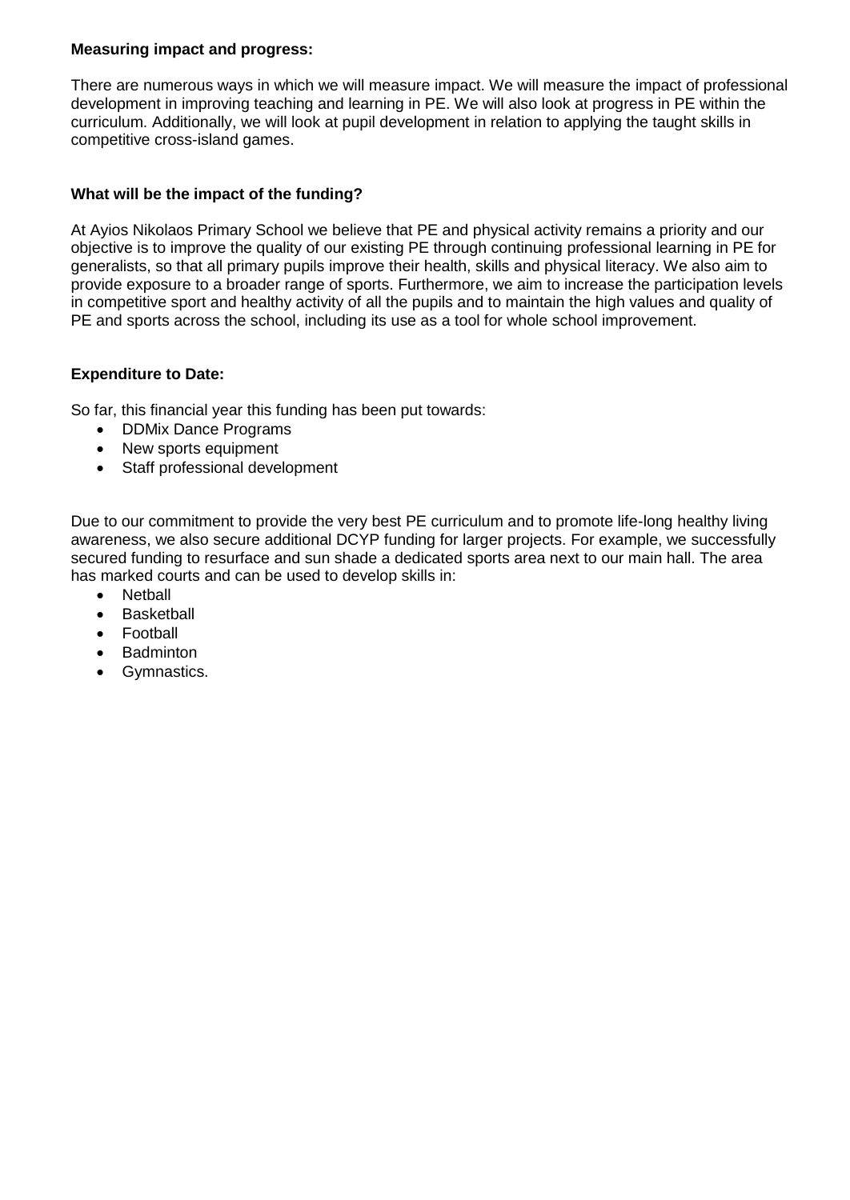**Measuring impact and progress:**

There are numerous ways in which we will measure impact. We will measure the impact of professional development in improving teaching and learning in PE. We will also look at progress in PE within the curriculum. Additionally, we will look at pupil development in relation to applying the taught skills in competitive cross-island games.

**What will be the impact of the funding?**

At Ayios Nikolaos Primary School we believe that PE and physical activity remains a priority and our objective is to improve the quality of our existing PE through continuing professional learning in PE for generalists, so that all primary pupils improve their health, skills and physical literacy. We also aim to provide exposure to a broader range of sports. Furthermore, we aim to increase the participation levels in competitive sport and healthy activity of all the pupils and to maintain the high values and quality of PE and sports across the school, including its use as a tool for whole school improvement.

**Expenditure to Date:**

So far, this financial year this funding has been put towards:

- DDMix Dance Programs
- New sports equipment
- Staff professional development

Due to our commitment to provide the very best PE curriculum and to promote life-long healthy living awareness, we also secure additional DCYP funding for larger projects. For example, we successfully secured funding to resurface and sun shade a dedicated sports area next to our main hall. The area has marked courts and can be used to develop skills in:

- Netball
- Basketball
- Football
- Badminton
- Gymnastics.